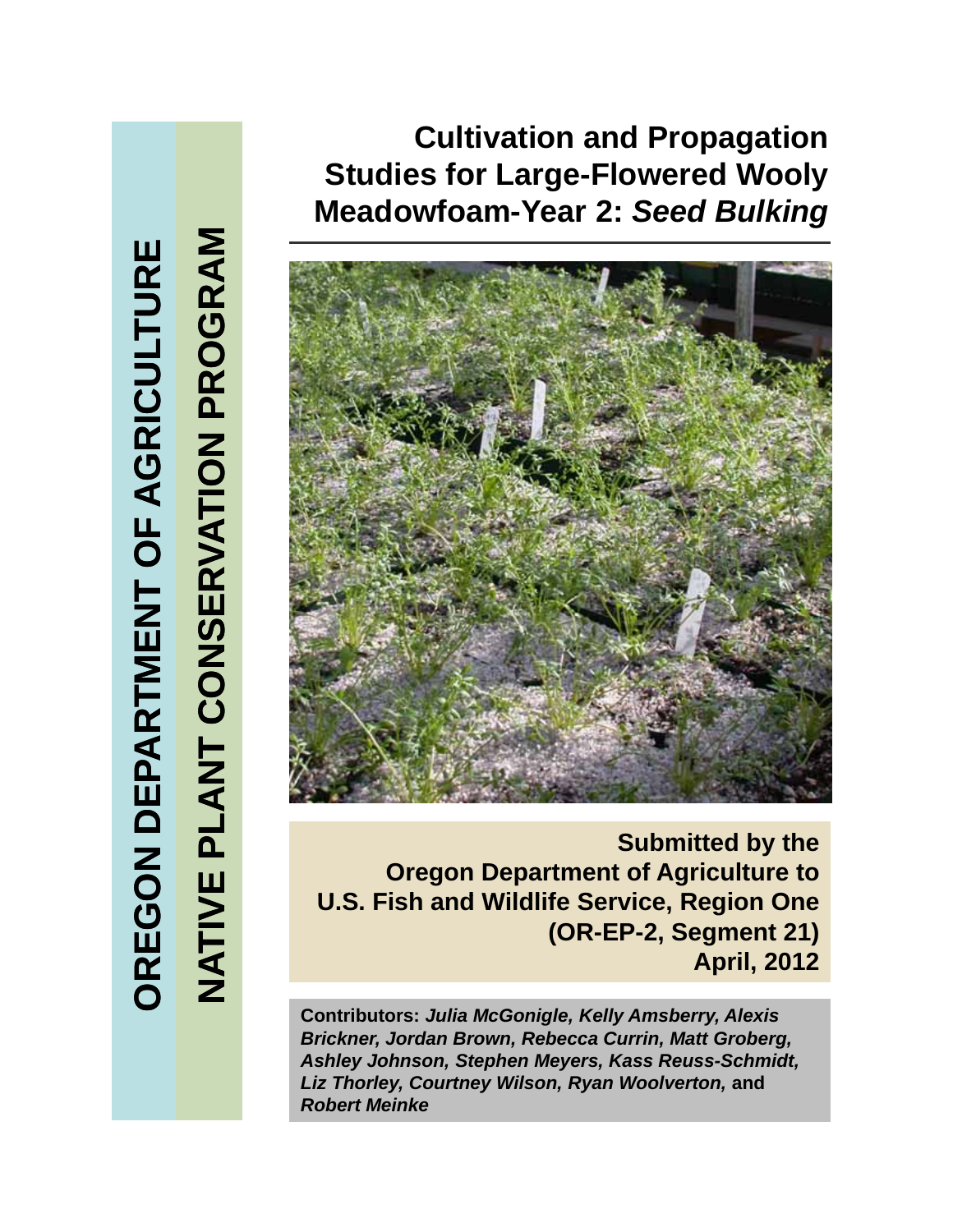OREGON DEPARTMENT OF AGRICULTURE

NATIVE PLANT CONSERVATION PROGRAM

# Cultivation and Propagation Studies for Large-Flowered Wooly Meadowfoam-Year 2: *Seed Bulking*

**Submitted by the**
**Oregon Department of Agriculture to**
**U.S. Fish and Wildlife Service, Region One**
**(OR-EP-2, Segment 21)**
**April, 2012**

**Contributors:** ***Julia McGonigle, Kelly Amsberry, Alexis Brickner, Jordan Brown, Rebecca Currin, Matt Groberg, Ashley Johnson, Stephen Meyers, Kass Reuss-Schmidt, Liz Thorley, Courtney Wilson, Ryan Woolverton,*** **and** ***Robert Meinke***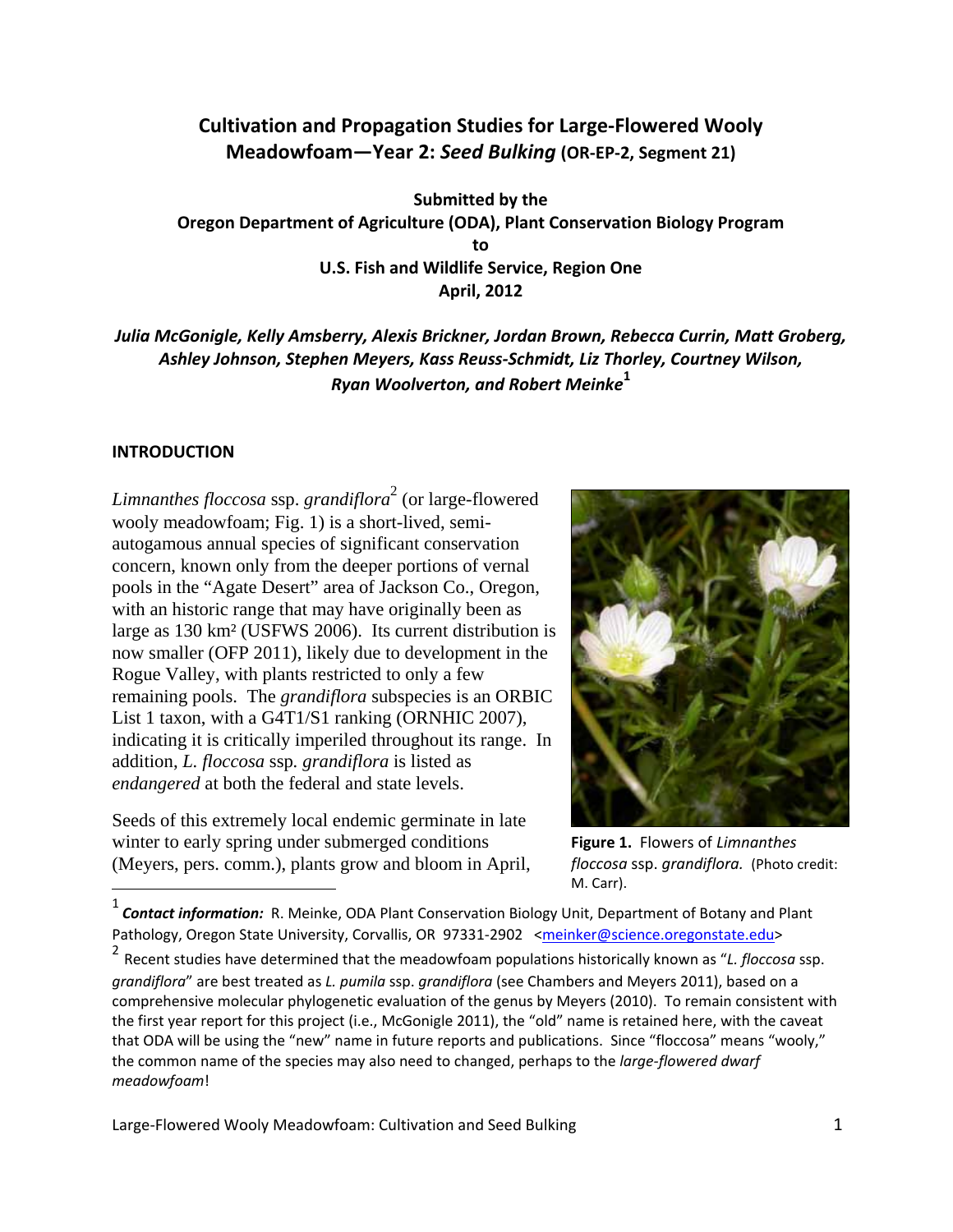# Cultivation and Propagation Studies for Large-Flowered Wooly Meadowfoam—Year 2: *Seed Bulking* (OR-EP-2, Segment 21)

**Submitted by the**
**Oregon Department of Agriculture (ODA), Plant Conservation Biology Program**
**to**
**U.S. Fish and Wildlife Service, Region One**
**April, 2012**

***Julia McGonigle, Kelly Amsberry, Alexis Brickner, Jordan Brown, Rebecca Currin, Matt Groberg, Ashley Johnson, Stephen Meyers, Kass Reuss-Schmidt, Liz Thorley, Courtney Wilson, Ryan Woolverton, and Robert Meinke***[1]

## INTRODUCTION

*Limnanthes floccosa* ssp. *grandiflora*[2] (or large-flowered wooly meadowfoam; Fig. 1) is a short-lived, semi-autogamous annual species of significant conservation concern, known only from the deeper portions of vernal pools in the "Agate Desert" area of Jackson Co., Oregon, with an historic range that may have originally been as large as 130 km² (USFWS 2006). Its current distribution is now smaller (OFP 2011), likely due to development in the Rogue Valley, with plants restricted to only a few remaining pools. The *grandiflora* subspecies is an ORBIC List 1 taxon, with a G4T1/S1 ranking (ORNHIC 2007), indicating it is critically imperiled throughout its range. In addition, *L. floccosa* ssp. *grandiflora* is listed as *endangered* at both the federal and state levels.

**Figure 1.** Flowers of *Limnanthes floccosa* ssp. *grandiflora.* (Photo credit: M. Carr).

Seeds of this extremely local endemic germinate in late winter to early spring under submerged conditions (Meyers, pers. comm.), plants grow and bloom in April,

---

[1] ***Contact information:*** R. Meinke, ODA Plant Conservation Biology Unit, Department of Botany and Plant Pathology, Oregon State University, Corvallis, OR 97331-2902 <meinker@science.oregonstate.edu>

[2] Recent studies have determined that the meadowfoam populations historically known as "*L. floccosa* ssp. *grandiflora*" are best treated as *L. pumila* ssp. *grandiflora* (see Chambers and Meyers 2011), based on a comprehensive molecular phylogenetic evaluation of the genus by Meyers (2010). To remain consistent with the first year report for this project (i.e., McGonigle 2011), the "old" name is retained here, with the caveat that ODA will be using the "new" name in future reports and publications. Since "floccosa" means "wooly," the common name of the species may also need to changed, perhaps to the *large-flowered dwarf meadowfoam*!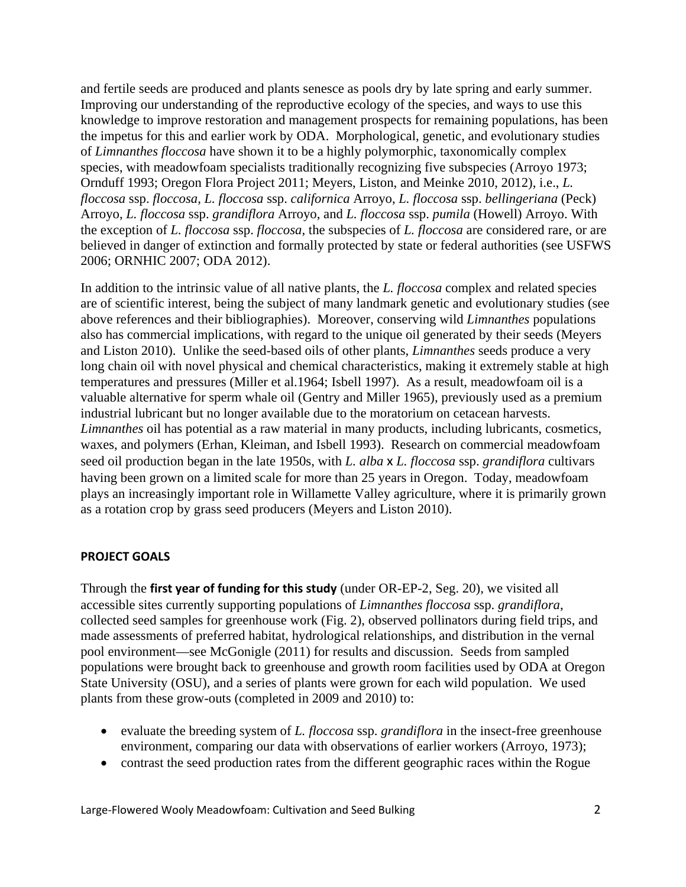and fertile seeds are produced and plants senesce as pools dry by late spring and early summer. Improving our understanding of the reproductive ecology of the species, and ways to use this knowledge to improve restoration and management prospects for remaining populations, has been the impetus for this and earlier work by ODA. Morphological, genetic, and evolutionary studies of *Limnanthes floccosa* have shown it to be a highly polymorphic, taxonomically complex species, with meadowfoam specialists traditionally recognizing five subspecies (Arroyo 1973; Ornduff 1993; Oregon Flora Project 2011; Meyers, Liston, and Meinke 2010, 2012), i.e., *L. floccosa* ssp. *floccosa*, *L. floccosa* ssp. *californica* Arroyo, *L. floccosa* ssp. *bellingeriana* (Peck) Arroyo, *L. floccosa* ssp. *grandiflora* Arroyo, and *L. floccosa* ssp. *pumila* (Howell) Arroyo. With the exception of *L. floccosa* ssp. *floccosa*, the subspecies of *L. floccosa* are considered rare, or are believed in danger of extinction and formally protected by state or federal authorities (see USFWS 2006; ORNHIC 2007; ODA 2012).

In addition to the intrinsic value of all native plants, the *L. floccosa* complex and related species are of scientific interest, being the subject of many landmark genetic and evolutionary studies (see above references and their bibliographies). Moreover, conserving wild *Limnanthes* populations also has commercial implications, with regard to the unique oil generated by their seeds (Meyers and Liston 2010). Unlike the seed-based oils of other plants, *Limnanthes* seeds produce a very long chain oil with novel physical and chemical characteristics, making it extremely stable at high temperatures and pressures (Miller et al.1964; Isbell 1997). As a result, meadowfoam oil is a valuable alternative for sperm whale oil (Gentry and Miller 1965), previously used as a premium industrial lubricant but no longer available due to the moratorium on cetacean harvests. *Limnanthes* oil has potential as a raw material in many products, including lubricants, cosmetics, waxes, and polymers (Erhan, Kleiman, and Isbell 1993). Research on commercial meadowfoam seed oil production began in the late 1950s, with *L. alba* x *L. floccosa* ssp. *grandiflora* cultivars having been grown on a limited scale for more than 25 years in Oregon. Today, meadowfoam plays an increasingly important role in Willamette Valley agriculture, where it is primarily grown as a rotation crop by grass seed producers (Meyers and Liston 2010).

## PROJECT GOALS

Through the **first year of funding for this study** (under OR-EP-2, Seg. 20), we visited all accessible sites currently supporting populations of *Limnanthes floccosa* ssp. *grandiflora*, collected seed samples for greenhouse work (Fig. 2), observed pollinators during field trips, and made assessments of preferred habitat, hydrological relationships, and distribution in the vernal pool environment—see McGonigle (2011) for results and discussion. Seeds from sampled populations were brought back to greenhouse and growth room facilities used by ODA at Oregon State University (OSU), and a series of plants were grown for each wild population. We used plants from these grow-outs (completed in 2009 and 2010) to:

- evaluate the breeding system of *L. floccosa* ssp. *grandiflora* in the insect-free greenhouse environment, comparing our data with observations of earlier workers (Arroyo, 1973);
- contrast the seed production rates from the different geographic races within the Rogue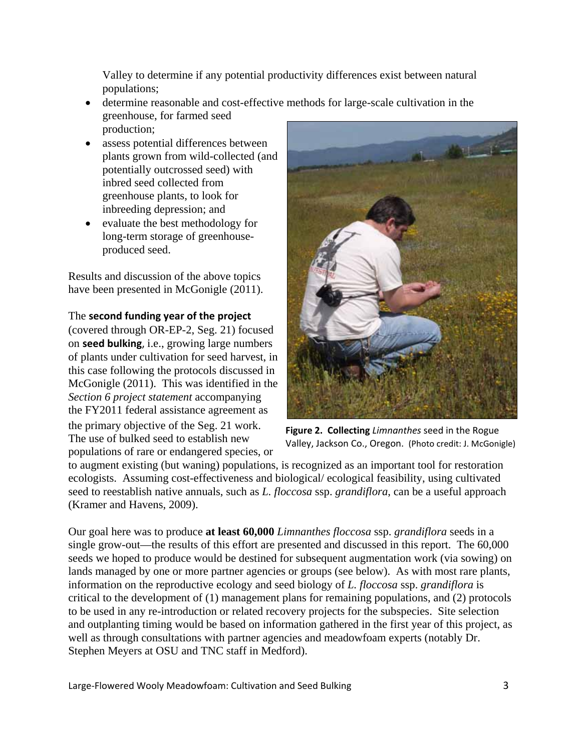Valley to determine if any potential productivity differences exist between natural populations;

- determine reasonable and cost-effective methods for large-scale cultivation in the greenhouse, for farmed seed production;
- assess potential differences between plants grown from wild-collected (and potentially outcrossed seed) with inbred seed collected from greenhouse plants, to look for inbreeding depression; and
- evaluate the best methodology for long-term storage of greenhouse-produced seed.

Results and discussion of the above topics have been presented in McGonigle (2011).

The **second funding year of the project** (covered through OR-EP-2, Seg. 21) focused on **seed bulking**, i.e., growing large numbers of plants under cultivation for seed harvest, in this case following the protocols discussed in McGonigle (2011). This was identified in the *Section 6 project statement* accompanying the FY2011 federal assistance agreement as the primary objective of the Seg. 21 work. The use of bulked seed to establish new populations of rare or endangered species, or to augment existing (but waning) populations, is recognized as an important tool for restoration ecologists. Assuming cost-effectiveness and biological/ ecological feasibility, using cultivated seed to reestablish native annuals, such as *L. floccosa* ssp. *grandiflora*, can be a useful approach (Kramer and Havens, 2009).

**Figure 2. Collecting** *Limnanthes* seed in the Rogue Valley, Jackson Co., Oregon. (Photo credit: J. McGonigle)

Our goal here was to produce **at least 60,000** *Limnanthes floccosa* ssp. *grandiflora* seeds in a single grow-out—the results of this effort are presented and discussed in this report. The 60,000 seeds we hoped to produce would be destined for subsequent augmentation work (via sowing) on lands managed by one or more partner agencies or groups (see below). As with most rare plants, information on the reproductive ecology and seed biology of *L. floccosa* ssp. *grandiflora* is critical to the development of (1) management plans for remaining populations, and (2) protocols to be used in any re-introduction or related recovery projects for the subspecies. Site selection and outplanting timing would be based on information gathered in the first year of this project, as well as through consultations with partner agencies and meadowfoam experts (notably Dr. Stephen Meyers at OSU and TNC staff in Medford).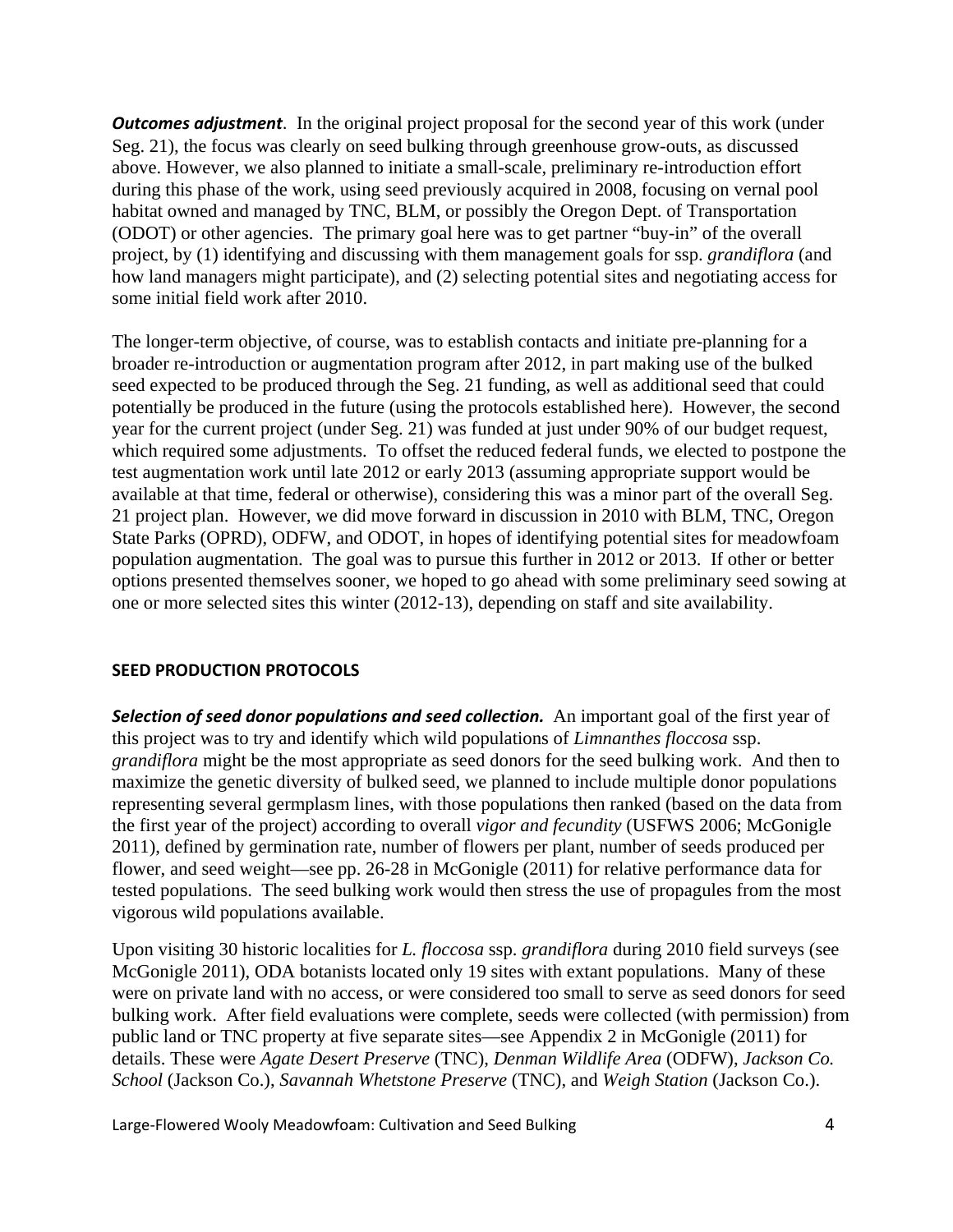***Outcomes adjustment***. In the original project proposal for the second year of this work (under Seg. 21), the focus was clearly on seed bulking through greenhouse grow-outs, as discussed above. However, we also planned to initiate a small-scale, preliminary re-introduction effort during this phase of the work, using seed previously acquired in 2008, focusing on vernal pool habitat owned and managed by TNC, BLM, or possibly the Oregon Dept. of Transportation (ODOT) or other agencies. The primary goal here was to get partner "buy-in" of the overall project, by (1) identifying and discussing with them management goals for ssp. *grandiflora* (and how land managers might participate), and (2) selecting potential sites and negotiating access for some initial field work after 2010.

The longer-term objective, of course, was to establish contacts and initiate pre-planning for a broader re-introduction or augmentation program after 2012, in part making use of the bulked seed expected to be produced through the Seg. 21 funding, as well as additional seed that could potentially be produced in the future (using the protocols established here). However, the second year for the current project (under Seg. 21) was funded at just under 90% of our budget request, which required some adjustments. To offset the reduced federal funds, we elected to postpone the test augmentation work until late 2012 or early 2013 (assuming appropriate support would be available at that time, federal or otherwise), considering this was a minor part of the overall Seg. 21 project plan. However, we did move forward in discussion in 2010 with BLM, TNC, Oregon State Parks (OPRD), ODFW, and ODOT, in hopes of identifying potential sites for meadowfoam population augmentation. The goal was to pursue this further in 2012 or 2013. If other or better options presented themselves sooner, we hoped to go ahead with some preliminary seed sowing at one or more selected sites this winter (2012-13), depending on staff and site availability.

## SEED PRODUCTION PROTOCOLS

***Selection of seed donor populations and seed collection.*** An important goal of the first year of this project was to try and identify which wild populations of *Limnanthes floccosa* ssp. *grandiflora* might be the most appropriate as seed donors for the seed bulking work. And then to maximize the genetic diversity of bulked seed, we planned to include multiple donor populations representing several germplasm lines, with those populations then ranked (based on the data from the first year of the project) according to overall *vigor and fecundity* (USFWS 2006; McGonigle 2011), defined by germination rate, number of flowers per plant, number of seeds produced per flower, and seed weight—see pp. 26-28 in McGonigle (2011) for relative performance data for tested populations. The seed bulking work would then stress the use of propagules from the most vigorous wild populations available.

Upon visiting 30 historic localities for *L. floccosa* ssp. *grandiflora* during 2010 field surveys (see McGonigle 2011), ODA botanists located only 19 sites with extant populations. Many of these were on private land with no access, or were considered too small to serve as seed donors for seed bulking work. After field evaluations were complete, seeds were collected (with permission) from public land or TNC property at five separate sites—see Appendix 2 in McGonigle (2011) for details. These were *Agate Desert Preserve* (TNC), *Denman Wildlife Area* (ODFW), *Jackson Co. School* (Jackson Co.), *Savannah Whetstone Preserve* (TNC), and *Weigh Station* (Jackson Co.).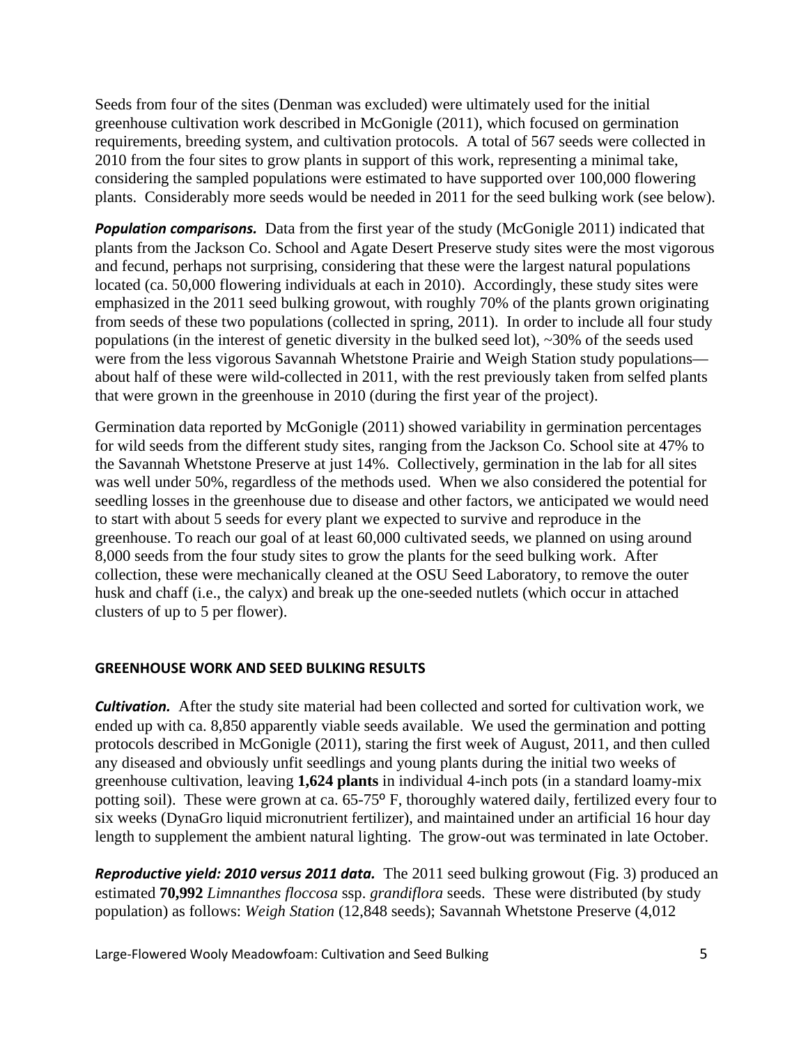Seeds from four of the sites (Denman was excluded) were ultimately used for the initial greenhouse cultivation work described in McGonigle (2011), which focused on germination requirements, breeding system, and cultivation protocols. A total of 567 seeds were collected in 2010 from the four sites to grow plants in support of this work, representing a minimal take, considering the sampled populations were estimated to have supported over 100,000 flowering plants. Considerably more seeds would be needed in 2011 for the seed bulking work (see below).

***Population comparisons.*** Data from the first year of the study (McGonigle 2011) indicated that plants from the Jackson Co. School and Agate Desert Preserve study sites were the most vigorous and fecund, perhaps not surprising, considering that these were the largest natural populations located (ca. 50,000 flowering individuals at each in 2010). Accordingly, these study sites were emphasized in the 2011 seed bulking growout, with roughly 70% of the plants grown originating from seeds of these two populations (collected in spring, 2011). In order to include all four study populations (in the interest of genetic diversity in the bulked seed lot), ~30% of the seeds used were from the less vigorous Savannah Whetstone Prairie and Weigh Station study populations—about half of these were wild-collected in 2011, with the rest previously taken from selfed plants that were grown in the greenhouse in 2010 (during the first year of the project).

Germination data reported by McGonigle (2011) showed variability in germination percentages for wild seeds from the different study sites, ranging from the Jackson Co. School site at 47% to the Savannah Whetstone Preserve at just 14%. Collectively, germination in the lab for all sites was well under 50%, regardless of the methods used. When we also considered the potential for seedling losses in the greenhouse due to disease and other factors, we anticipated we would need to start with about 5 seeds for every plant we expected to survive and reproduce in the greenhouse. To reach our goal of at least 60,000 cultivated seeds, we planned on using around 8,000 seeds from the four study sites to grow the plants for the seed bulking work. After collection, these were mechanically cleaned at the OSU Seed Laboratory, to remove the outer husk and chaff (i.e., the calyx) and break up the one-seeded nutlets (which occur in attached clusters of up to 5 per flower).

## GREENHOUSE WORK AND SEED BULKING RESULTS

***Cultivation.*** After the study site material had been collected and sorted for cultivation work, we ended up with ca. 8,850 apparently viable seeds available. We used the germination and potting protocols described in McGonigle (2011), staring the first week of August, 2011, and then culled any diseased and obviously unfit seedlings and young plants during the initial two weeks of greenhouse cultivation, leaving **1,624 plants** in individual 4-inch pots (in a standard loamy-mix potting soil). These were grown at ca. 65-75º F, thoroughly watered daily, fertilized every four to six weeks (DynaGro liquid micronutrient fertilizer), and maintained under an artificial 16 hour day length to supplement the ambient natural lighting. The grow-out was terminated in late October.

***Reproductive yield: 2010 versus 2011 data.*** The 2011 seed bulking growout (Fig. 3) produced an estimated **70,992** *Limnanthes floccosa* ssp. *grandiflora* seeds. These were distributed (by study population) as follows: *Weigh Station* (12,848 seeds); Savannah Whetstone Preserve (4,012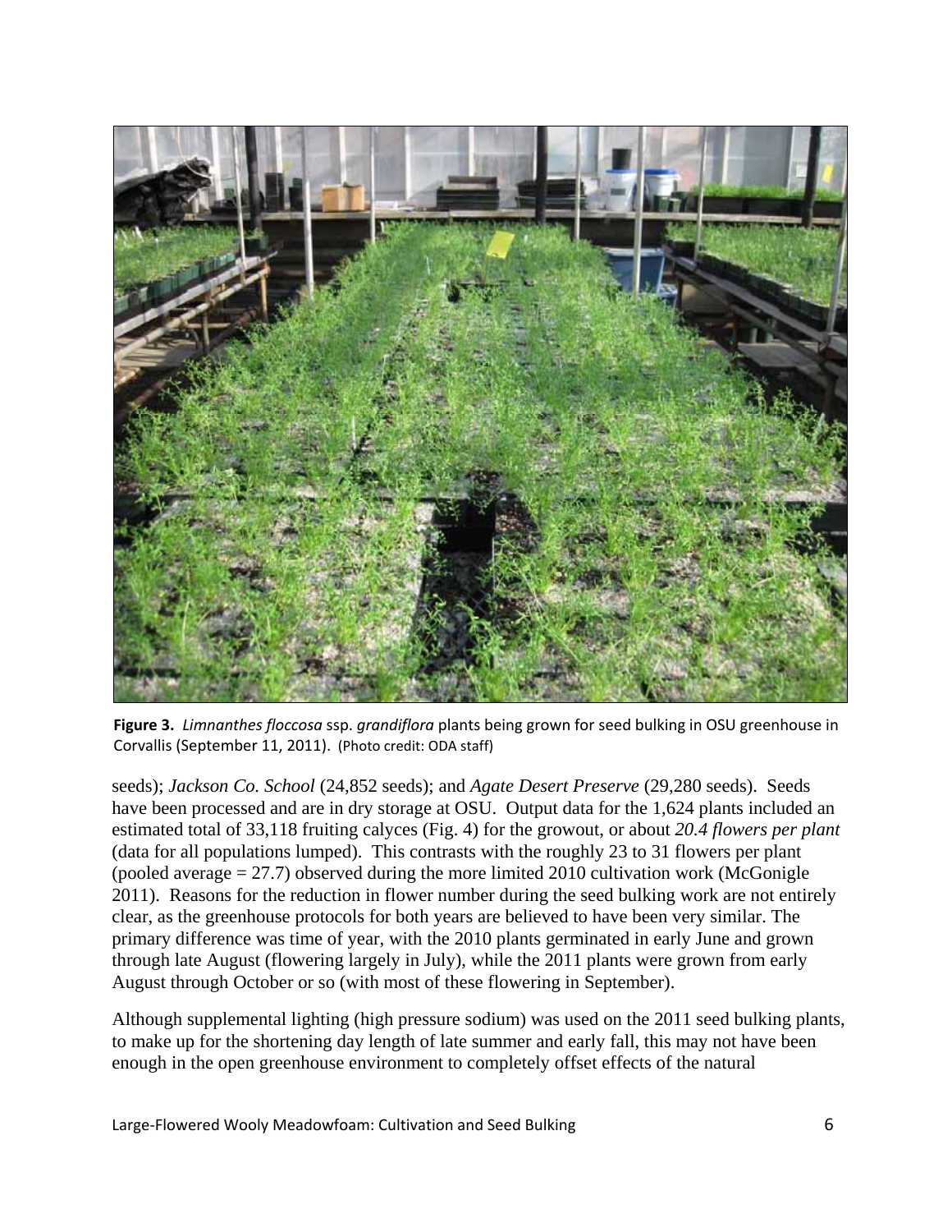**Figure 3.** *Limnanthes floccosa* ssp. *grandiflora* plants being grown for seed bulking in OSU greenhouse in Corvallis (September 11, 2011). (Photo credit: ODA staff)

seeds); *Jackson Co. School* (24,852 seeds); and *Agate Desert Preserve* (29,280 seeds). Seeds have been processed and are in dry storage at OSU. Output data for the 1,624 plants included an estimated total of 33,118 fruiting calyces (Fig. 4) for the growout, or about *20.4 flowers per plant* (data for all populations lumped). This contrasts with the roughly 23 to 31 flowers per plant (pooled average = 27.7) observed during the more limited 2010 cultivation work (McGonigle 2011). Reasons for the reduction in flower number during the seed bulking work are not entirely clear, as the greenhouse protocols for both years are believed to have been very similar. The primary difference was time of year, with the 2010 plants germinated in early June and grown through late August (flowering largely in July), while the 2011 plants were grown from early August through October or so (with most of these flowering in September).

Although supplemental lighting (high pressure sodium) was used on the 2011 seed bulking plants, to make up for the shortening day length of late summer and early fall, this may not have been enough in the open greenhouse environment to completely offset effects of the natural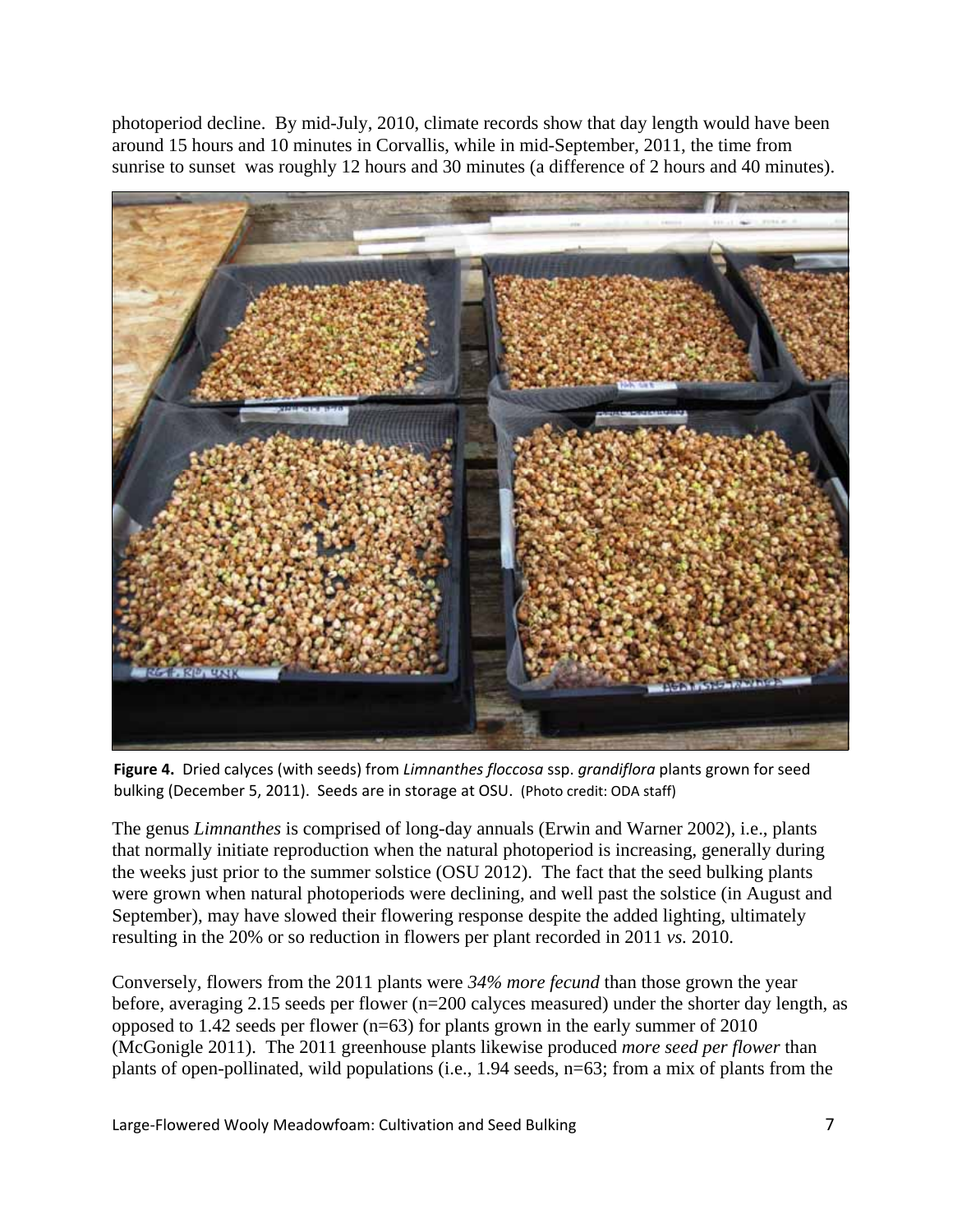photoperiod decline. By mid-July, 2010, climate records show that day length would have been around 15 hours and 10 minutes in Corvallis, while in mid-September, 2011, the time from sunrise to sunset was roughly 12 hours and 30 minutes (a difference of 2 hours and 40 minutes).

**Figure 4.** Dried calyces (with seeds) from *Limnanthes floccosa* ssp. *grandiflora* plants grown for seed bulking (December 5, 2011). Seeds are in storage at OSU. (Photo credit: ODA staff)

The genus *Limnanthes* is comprised of long-day annuals (Erwin and Warner 2002), i.e., plants that normally initiate reproduction when the natural photoperiod is increasing, generally during the weeks just prior to the summer solstice (OSU 2012). The fact that the seed bulking plants were grown when natural photoperiods were declining, and well past the solstice (in August and September), may have slowed their flowering response despite the added lighting, ultimately resulting in the 20% or so reduction in flowers per plant recorded in 2011 *vs.* 2010.

Conversely, flowers from the 2011 plants were *34% more fecund* than those grown the year before, averaging 2.15 seeds per flower (n=200 calyces measured) under the shorter day length, as opposed to 1.42 seeds per flower (n=63) for plants grown in the early summer of 2010 (McGonigle 2011). The 2011 greenhouse plants likewise produced *more seed per flower* than plants of open-pollinated, wild populations (i.e., 1.94 seeds, n=63; from a mix of plants from the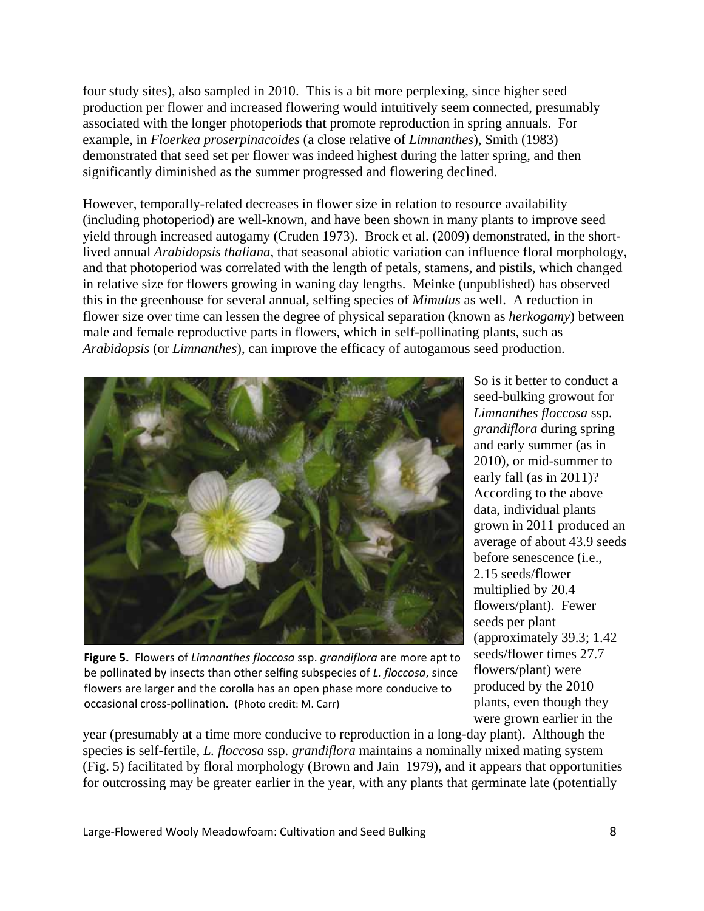four study sites), also sampled in 2010. This is a bit more perplexing, since higher seed production per flower and increased flowering would intuitively seem connected, presumably associated with the longer photoperiods that promote reproduction in spring annuals. For example, in *Floerkea proserpinacoides* (a close relative of *Limnanthes*), Smith (1983) demonstrated that seed set per flower was indeed highest during the latter spring, and then significantly diminished as the summer progressed and flowering declined.

However, temporally-related decreases in flower size in relation to resource availability (including photoperiod) are well-known, and have been shown in many plants to improve seed yield through increased autogamy (Cruden 1973). Brock et al. (2009) demonstrated, in the short-lived annual *Arabidopsis thaliana*, that seasonal abiotic variation can influence floral morphology, and that photoperiod was correlated with the length of petals, stamens, and pistils, which changed in relative size for flowers growing in waning day lengths. Meinke (unpublished) has observed this in the greenhouse for several annual, selfing species of *Mimulus* as well. A reduction in flower size over time can lessen the degree of physical separation (known as *herkogamy*) between male and female reproductive parts in flowers, which in self-pollinating plants, such as *Arabidopsis* (or *Limnanthes*), can improve the efficacy of autogamous seed production.

**Figure 5.** Flowers of *Limnanthes floccosa* ssp. *grandiflora* are more apt to be pollinated by insects than other selfing subspecies of *L. floccosa,* since flowers are larger and the corolla has an open phase more conducive to occasional cross-pollination. (Photo credit: M. Carr)

So is it better to conduct a seed-bulking growout for *Limnanthes floccosa* ssp. *grandiflora* during spring and early summer (as in 2010), or mid-summer to early fall (as in 2011)? According to the above data, individual plants grown in 2011 produced an average of about 43.9 seeds before senescence (i.e., 2.15 seeds/flower multiplied by 20.4 flowers/plant). Fewer seeds per plant (approximately 39.3; 1.42 seeds/flower times 27.7 flowers/plant) were produced by the 2010 plants, even though they were grown earlier in the year (presumably at a time more conducive to reproduction in a long-day plant). Although the species is self-fertile, *L. floccosa* ssp. *grandiflora* maintains a nominally mixed mating system (Fig. 5) facilitated by floral morphology (Brown and Jain 1979), and it appears that opportunities for outcrossing may be greater earlier in the year, with any plants that germinate late (potentially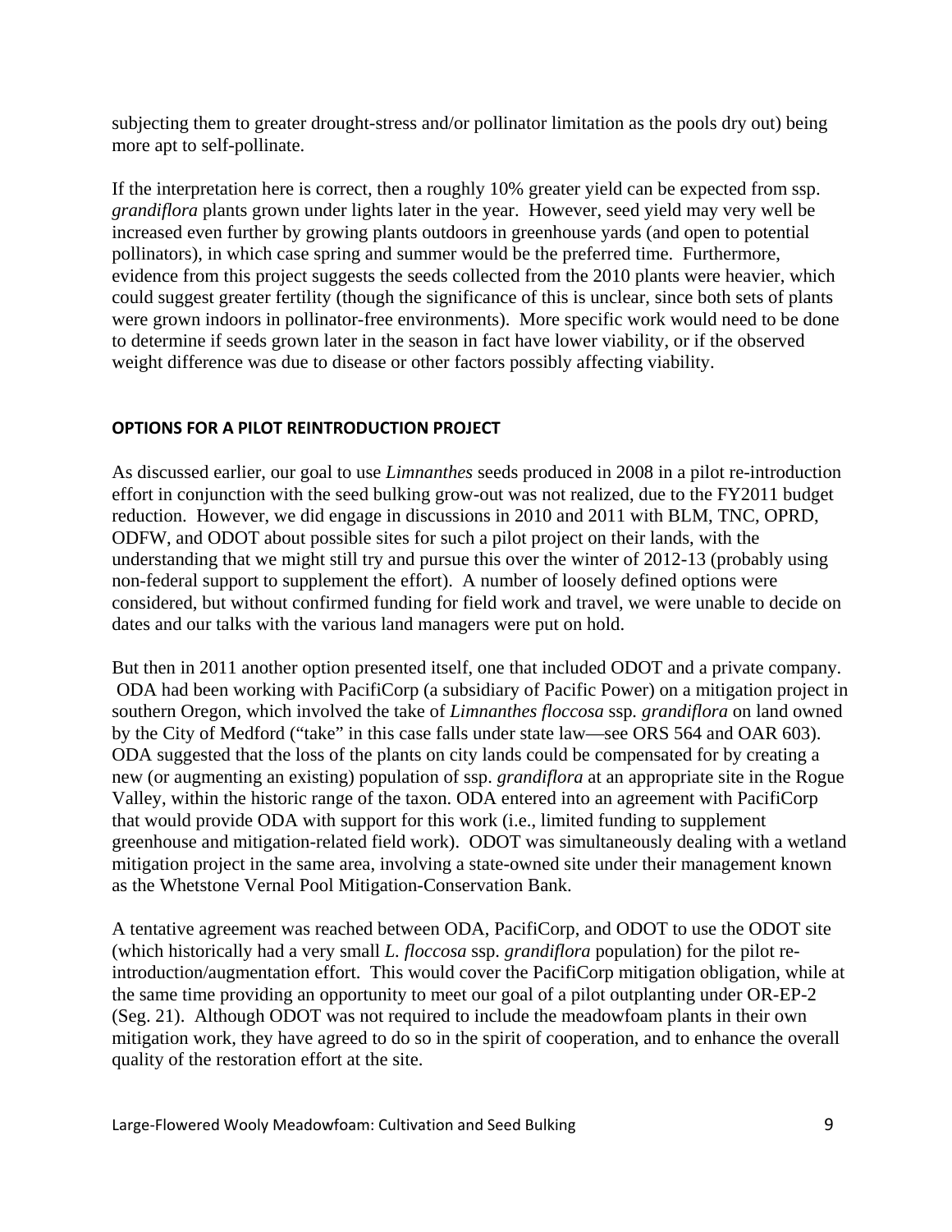subjecting them to greater drought-stress and/or pollinator limitation as the pools dry out) being more apt to self-pollinate.

If the interpretation here is correct, then a roughly 10% greater yield can be expected from ssp. *grandiflora* plants grown under lights later in the year. However, seed yield may very well be increased even further by growing plants outdoors in greenhouse yards (and open to potential pollinators), in which case spring and summer would be the preferred time. Furthermore, evidence from this project suggests the seeds collected from the 2010 plants were heavier, which could suggest greater fertility (though the significance of this is unclear, since both sets of plants were grown indoors in pollinator-free environments). More specific work would need to be done to determine if seeds grown later in the season in fact have lower viability, or if the observed weight difference was due to disease or other factors possibly affecting viability.

## OPTIONS FOR A PILOT REINTRODUCTION PROJECT

As discussed earlier, our goal to use *Limnanthes* seeds produced in 2008 in a pilot re-introduction effort in conjunction with the seed bulking grow-out was not realized, due to the FY2011 budget reduction. However, we did engage in discussions in 2010 and 2011 with BLM, TNC, OPRD, ODFW, and ODOT about possible sites for such a pilot project on their lands, with the understanding that we might still try and pursue this over the winter of 2012-13 (probably using non-federal support to supplement the effort). A number of loosely defined options were considered, but without confirmed funding for field work and travel, we were unable to decide on dates and our talks with the various land managers were put on hold.

But then in 2011 another option presented itself, one that included ODOT and a private company. ODA had been working with PacifiCorp (a subsidiary of Pacific Power) on a mitigation project in southern Oregon, which involved the take of *Limnanthes floccosa* ssp. *grandiflora* on land owned by the City of Medford ("take" in this case falls under state law—see ORS 564 and OAR 603). ODA suggested that the loss of the plants on city lands could be compensated for by creating a new (or augmenting an existing) population of ssp. *grandiflora* at an appropriate site in the Rogue Valley, within the historic range of the taxon. ODA entered into an agreement with PacifiCorp that would provide ODA with support for this work (i.e., limited funding to supplement greenhouse and mitigation-related field work). ODOT was simultaneously dealing with a wetland mitigation project in the same area, involving a state-owned site under their management known as the Whetstone Vernal Pool Mitigation-Conservation Bank.

A tentative agreement was reached between ODA, PacifiCorp, and ODOT to use the ODOT site (which historically had a very small *L. floccosa* ssp. *grandiflora* population) for the pilot re-introduction/augmentation effort. This would cover the PacifiCorp mitigation obligation, while at the same time providing an opportunity to meet our goal of a pilot outplanting under OR-EP-2 (Seg. 21). Although ODOT was not required to include the meadowfoam plants in their own mitigation work, they have agreed to do so in the spirit of cooperation, and to enhance the overall quality of the restoration effort at the site.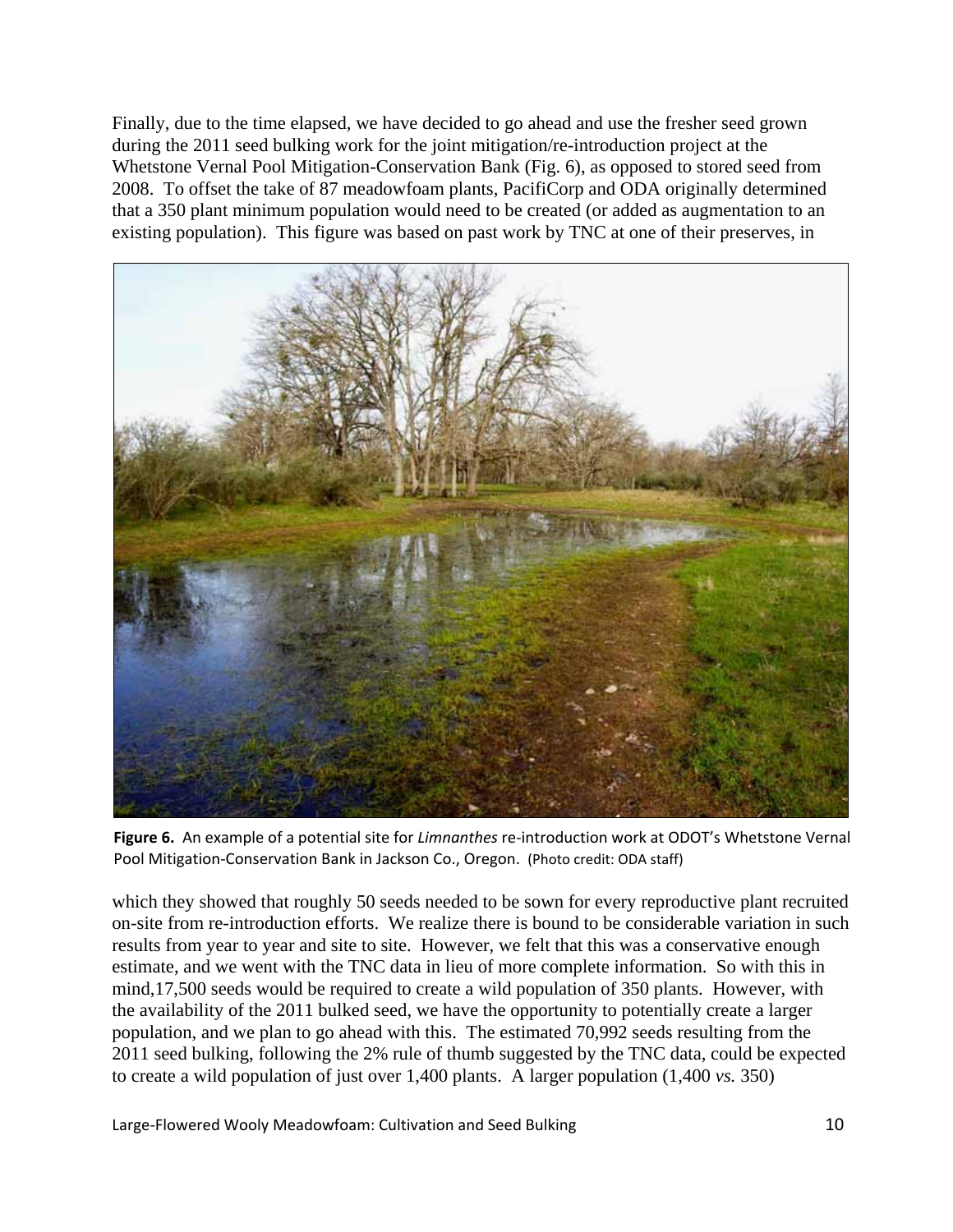Finally, due to the time elapsed, we have decided to go ahead and use the fresher seed grown during the 2011 seed bulking work for the joint mitigation/re-introduction project at the Whetstone Vernal Pool Mitigation-Conservation Bank (Fig. 6), as opposed to stored seed from 2008. To offset the take of 87 meadowfoam plants, PacifiCorp and ODA originally determined that a 350 plant minimum population would need to be created (or added as augmentation to an existing population). This figure was based on past work by TNC at one of their preserves, in

**Figure 6.** An example of a potential site for *Limnanthes* re-introduction work at ODOT's Whetstone Vernal Pool Mitigation-Conservation Bank in Jackson Co., Oregon. (Photo credit: ODA staff)

which they showed that roughly 50 seeds needed to be sown for every reproductive plant recruited on-site from re-introduction efforts. We realize there is bound to be considerable variation in such results from year to year and site to site. However, we felt that this was a conservative enough estimate, and we went with the TNC data in lieu of more complete information. So with this in mind,17,500 seeds would be required to create a wild population of 350 plants. However, with the availability of the 2011 bulked seed, we have the opportunity to potentially create a larger population, and we plan to go ahead with this. The estimated 70,992 seeds resulting from the 2011 seed bulking, following the 2% rule of thumb suggested by the TNC data, could be expected to create a wild population of just over 1,400 plants. A larger population (1,400 *vs.* 350)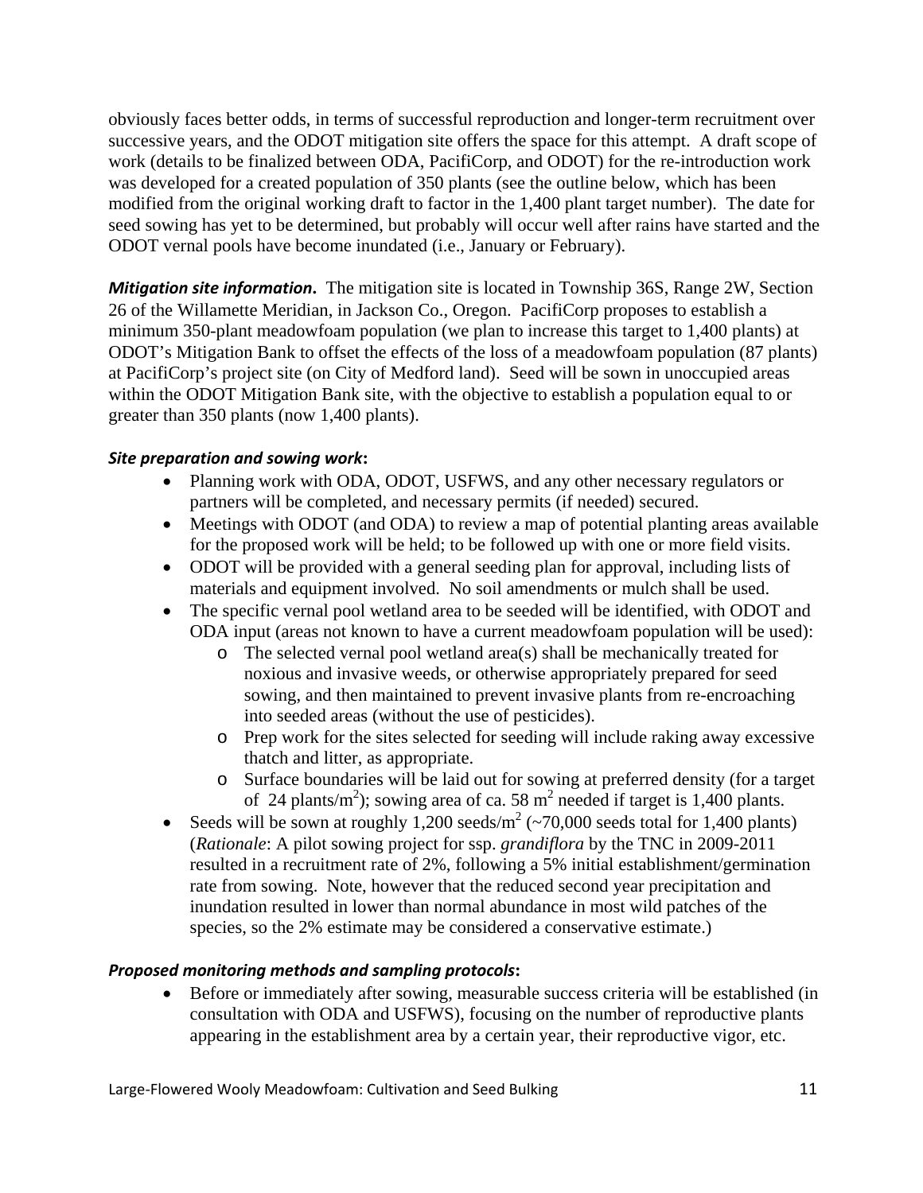obviously faces better odds, in terms of successful reproduction and longer-term recruitment over successive years, and the ODOT mitigation site offers the space for this attempt. A draft scope of work (details to be finalized between ODA, PacifiCorp, and ODOT) for the re-introduction work was developed for a created population of 350 plants (see the outline below, which has been modified from the original working draft to factor in the 1,400 plant target number). The date for seed sowing has yet to be determined, but probably will occur well after rains have started and the ODOT vernal pools have become inundated (i.e., January or February).

***Mitigation site information*.** The mitigation site is located in Township 36S, Range 2W, Section 26 of the Willamette Meridian, in Jackson Co., Oregon. PacifiCorp proposes to establish a minimum 350-plant meadowfoam population (we plan to increase this target to 1,400 plants) at ODOT's Mitigation Bank to offset the effects of the loss of a meadowfoam population (87 plants) at PacifiCorp's project site (on City of Medford land). Seed will be sown in unoccupied areas within the ODOT Mitigation Bank site, with the objective to establish a population equal to or greater than 350 plants (now 1,400 plants).

***Site preparation and sowing work*:**

- Planning work with ODA, ODOT, USFWS, and any other necessary regulators or partners will be completed, and necessary permits (if needed) secured.
- Meetings with ODOT (and ODA) to review a map of potential planting areas available for the proposed work will be held; to be followed up with one or more field visits.
- ODOT will be provided with a general seeding plan for approval, including lists of materials and equipment involved. No soil amendments or mulch shall be used.
- The specific vernal pool wetland area to be seeded will be identified, with ODOT and ODA input (areas not known to have a current meadowfoam population will be used):
  - The selected vernal pool wetland area(s) shall be mechanically treated for noxious and invasive weeds, or otherwise appropriately prepared for seed sowing, and then maintained to prevent invasive plants from re-encroaching into seeded areas (without the use of pesticides).
  - Prep work for the sites selected for seeding will include raking away excessive thatch and litter, as appropriate.
  - Surface boundaries will be laid out for sowing at preferred density (for a target of 24 plants/m$^2$); sowing area of ca. 58 m$^2$ needed if target is 1,400 plants.
- Seeds will be sown at roughly 1,200 seeds/m$^2$ (~70,000 seeds total for 1,400 plants) (*Rationale*: A pilot sowing project for ssp. *grandiflora* by the TNC in 2009-2011 resulted in a recruitment rate of 2%, following a 5% initial establishment/germination rate from sowing. Note, however that the reduced second year precipitation and inundation resulted in lower than normal abundance in most wild patches of the species, so the 2% estimate may be considered a conservative estimate.)

***Proposed monitoring methods and sampling protocols*:**

- Before or immediately after sowing, measurable success criteria will be established (in consultation with ODA and USFWS), focusing on the number of reproductive plants appearing in the establishment area by a certain year, their reproductive vigor, etc.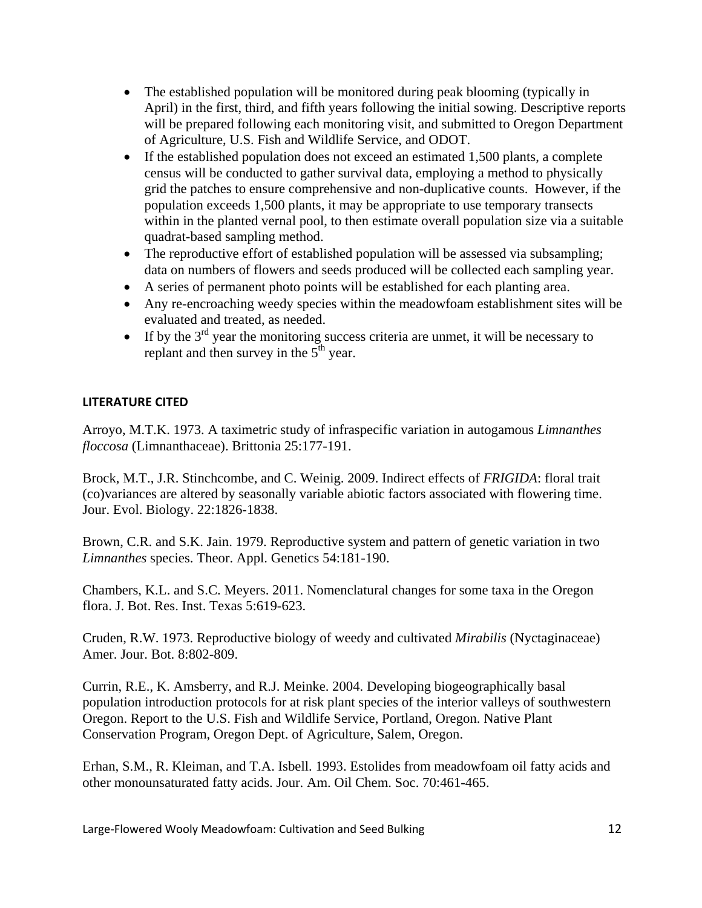- The established population will be monitored during peak blooming (typically in April) in the first, third, and fifth years following the initial sowing. Descriptive reports will be prepared following each monitoring visit, and submitted to Oregon Department of Agriculture, U.S. Fish and Wildlife Service, and ODOT.
- If the established population does not exceed an estimated 1,500 plants, a complete census will be conducted to gather survival data, employing a method to physically grid the patches to ensure comprehensive and non-duplicative counts. However, if the population exceeds 1,500 plants, it may be appropriate to use temporary transects within in the planted vernal pool, to then estimate overall population size via a suitable quadrat-based sampling method.
- The reproductive effort of established population will be assessed via subsampling; data on numbers of flowers and seeds produced will be collected each sampling year.
- A series of permanent photo points will be established for each planting area.
- Any re-encroaching weedy species within the meadowfoam establishment sites will be evaluated and treated, as needed.
- If by the 3rd year the monitoring success criteria are unmet, it will be necessary to replant and then survey in the 5th year.

## LITERATURE CITED

Arroyo, M.T.K. 1973. A taximetric study of infraspecific variation in autogamous *Limnanthes floccosa* (Limnanthaceae). Brittonia 25:177-191.

Brock, M.T., J.R. Stinchcombe, and C. Weinig. 2009. Indirect effects of *FRIGIDA*: floral trait (co)variances are altered by seasonally variable abiotic factors associated with flowering time. Jour. Evol. Biology. 22:1826-1838.

Brown, C.R. and S.K. Jain. 1979. Reproductive system and pattern of genetic variation in two *Limnanthes* species. Theor. Appl. Genetics 54:181-190.

Chambers, K.L. and S.C. Meyers. 2011. Nomenclatural changes for some taxa in the Oregon flora. J. Bot. Res. Inst. Texas 5:619-623.

Cruden, R.W. 1973. Reproductive biology of weedy and cultivated *Mirabilis* (Nyctaginaceae) Amer. Jour. Bot. 8:802-809.

Currin, R.E., K. Amsberry, and R.J. Meinke. 2004. Developing biogeographically basal population introduction protocols for at risk plant species of the interior valleys of southwestern Oregon. Report to the U.S. Fish and Wildlife Service, Portland, Oregon. Native Plant Conservation Program, Oregon Dept. of Agriculture, Salem, Oregon.

Erhan, S.M., R. Kleiman, and T.A. Isbell. 1993. Estolides from meadowfoam oil fatty acids and other monounsaturated fatty acids. Jour. Am. Oil Chem. Soc. 70:461-465.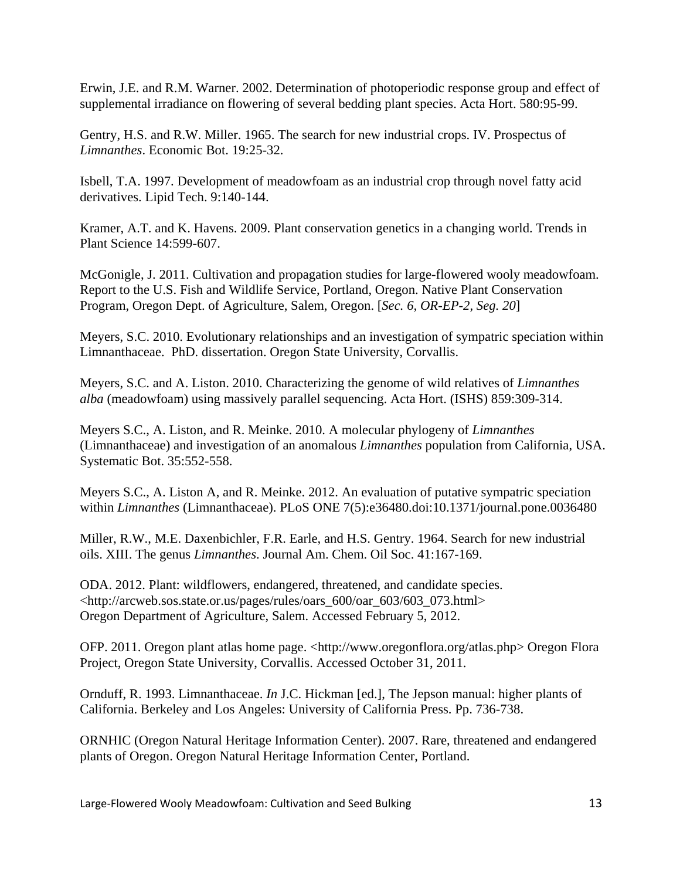Erwin, J.E. and R.M. Warner. 2002. Determination of photoperiodic response group and effect of supplemental irradiance on flowering of several bedding plant species. Acta Hort. 580:95-99.

Gentry, H.S. and R.W. Miller. 1965. The search for new industrial crops. IV. Prospectus of *Limnanthes*. Economic Bot. 19:25-32.

Isbell, T.A. 1997. Development of meadowfoam as an industrial crop through novel fatty acid derivatives. Lipid Tech. 9:140-144.

Kramer, A.T. and K. Havens. 2009. Plant conservation genetics in a changing world. Trends in Plant Science 14:599-607.

McGonigle, J. 2011. Cultivation and propagation studies for large-flowered wooly meadowfoam. Report to the U.S. Fish and Wildlife Service, Portland, Oregon. Native Plant Conservation Program, Oregon Dept. of Agriculture, Salem, Oregon. [*Sec. 6, OR-EP-2, Seg. 20*]

Meyers, S.C. 2010. Evolutionary relationships and an investigation of sympatric speciation within Limnanthaceae. PhD. dissertation. Oregon State University, Corvallis.

Meyers, S.C. and A. Liston. 2010. Characterizing the genome of wild relatives of *Limnanthes alba* (meadowfoam) using massively parallel sequencing. Acta Hort. (ISHS) 859:309-314.

Meyers S.C., A. Liston, and R. Meinke. 2010. A molecular phylogeny of *Limnanthes* (Limnanthaceae) and investigation of an anomalous *Limnanthes* population from California, USA. Systematic Bot. 35:552-558.

Meyers S.C., A. Liston A, and R. Meinke. 2012. An evaluation of putative sympatric speciation within *Limnanthes* (Limnanthaceae). PLoS ONE 7(5):e36480.doi:10.1371/journal.pone.0036480

Miller, R.W., M.E. Daxenbichler, F.R. Earle, and H.S. Gentry. 1964. Search for new industrial oils. XIII. The genus *Limnanthes*. Journal Am. Chem. Oil Soc. 41:167-169.

ODA. 2012. Plant: wildflowers, endangered, threatened, and candidate species. <http://arcweb.sos.state.or.us/pages/rules/oars_600/oar_603/603_073.html> Oregon Department of Agriculture, Salem. Accessed February 5, 2012.

OFP. 2011. Oregon plant atlas home page. <http://www.oregonflora.org/atlas.php> Oregon Flora Project, Oregon State University, Corvallis. Accessed October 31, 2011.

Ornduff, R. 1993. Limnanthaceae. *In* J.C. Hickman [ed.], The Jepson manual: higher plants of California. Berkeley and Los Angeles: University of California Press. Pp. 736-738.

ORNHIC (Oregon Natural Heritage Information Center). 2007. Rare, threatened and endangered plants of Oregon. Oregon Natural Heritage Information Center, Portland.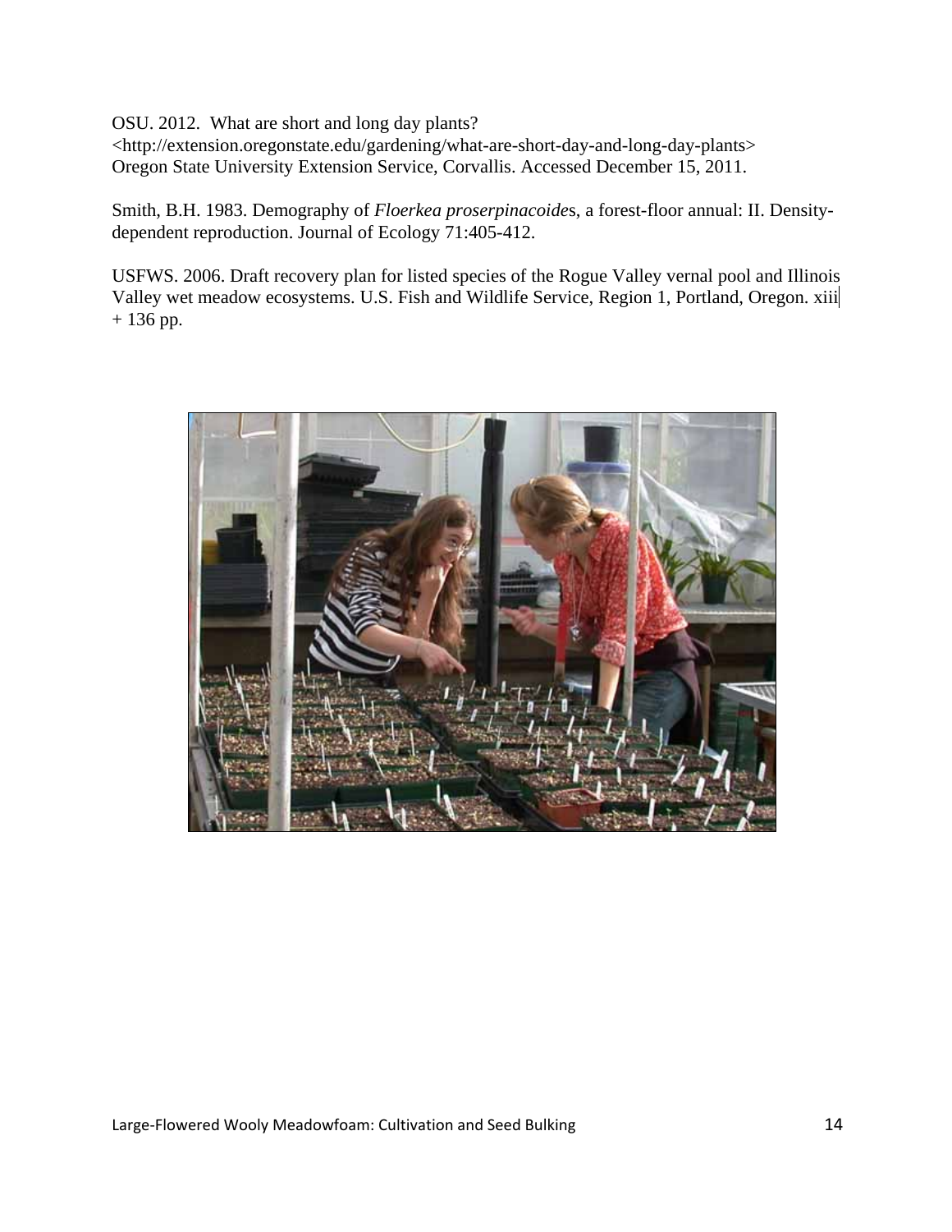OSU. 2012. What are short and long day plants? <http://extension.oregonstate.edu/gardening/what-are-short-day-and-long-day-plants> Oregon State University Extension Service, Corvallis. Accessed December 15, 2011.

Smith, B.H. 1983. Demography of *Floerkea proserpinacoides*, a forest-floor annual: II. Density-dependent reproduction. Journal of Ecology 71:405-412.

USFWS. 2006. Draft recovery plan for listed species of the Rogue Valley vernal pool and Illinois Valley wet meadow ecosystems. U.S. Fish and Wildlife Service, Region 1, Portland, Oregon. xiii + 136 pp.